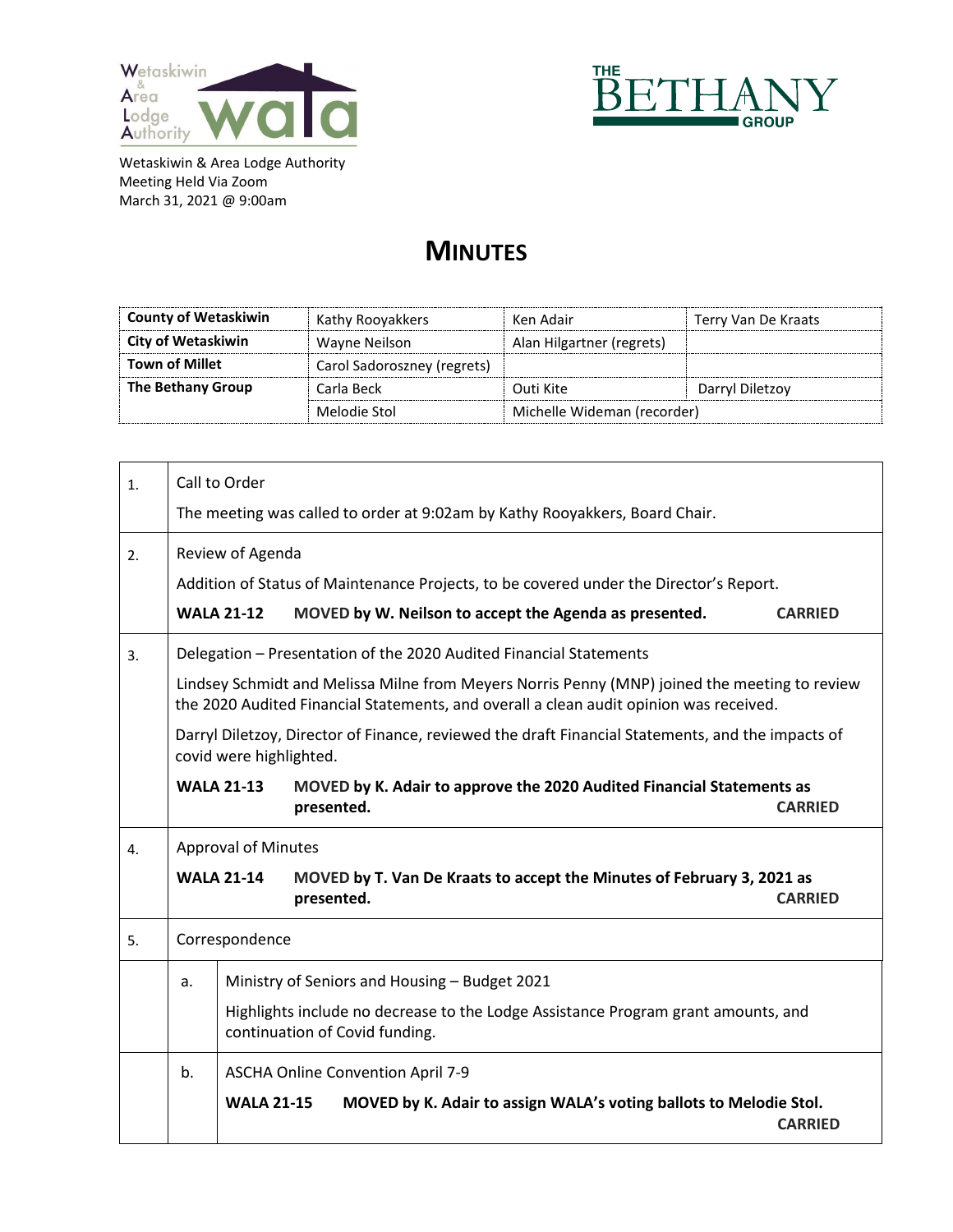Wetaskiwin & Area Lodge Authority
Meeting Held Via Zoom
March 31, 2021 @ 9:00am

# MINUTES

| | | | |
|---|---|---|---|
| **County of Wetaskiwin** | Kathy Rooyakkers | Ken Adair | Terry Van De Kraats |
| **City of Wetaskiwin** | Wayne Neilson | Alan Hilgartner (regrets) | |
| **Town of Millet** | Carol Sadoroszney (regrets) | | |
| **The Bethany Group** | Carla Beck | Outi Kite | Darryl Diletzoy |
| | Melodie Stol | Michelle Wideman (recorder) | |

1. Call to Order

   The meeting was called to order at 9:02am by Kathy Rooyakkers, Board Chair.

2. Review of Agenda

   Addition of Status of Maintenance Projects, to be covered under the Director's Report.

   **WALA 21-12 MOVED by W. Neilson to accept the Agenda as presented. CARRIED**

3. Delegation – Presentation of the 2020 Audited Financial Statements

   Lindsey Schmidt and Melissa Milne from Meyers Norris Penny (MNP) joined the meeting to review the 2020 Audited Financial Statements, and overall a clean audit opinion was received.

   Darryl Diletzoy, Director of Finance, reviewed the draft Financial Statements, and the impacts of covid were highlighted.

   **WALA 21-13 MOVED by K. Adair to approve the 2020 Audited Financial Statements as presented. CARRIED**

4. Approval of Minutes

   **WALA 21-14 MOVED by T. Van De Kraats to accept the Minutes of February 3, 2021 as presented. CARRIED**

5. Correspondence

   a. Ministry of Seniors and Housing – Budget 2021

      Highlights include no decrease to the Lodge Assistance Program grant amounts, and continuation of Covid funding.

   b. ASCHA Online Convention April 7-9

      **WALA 21-15 MOVED by K. Adair to assign WALA's voting ballots to Melodie Stol. CARRIED**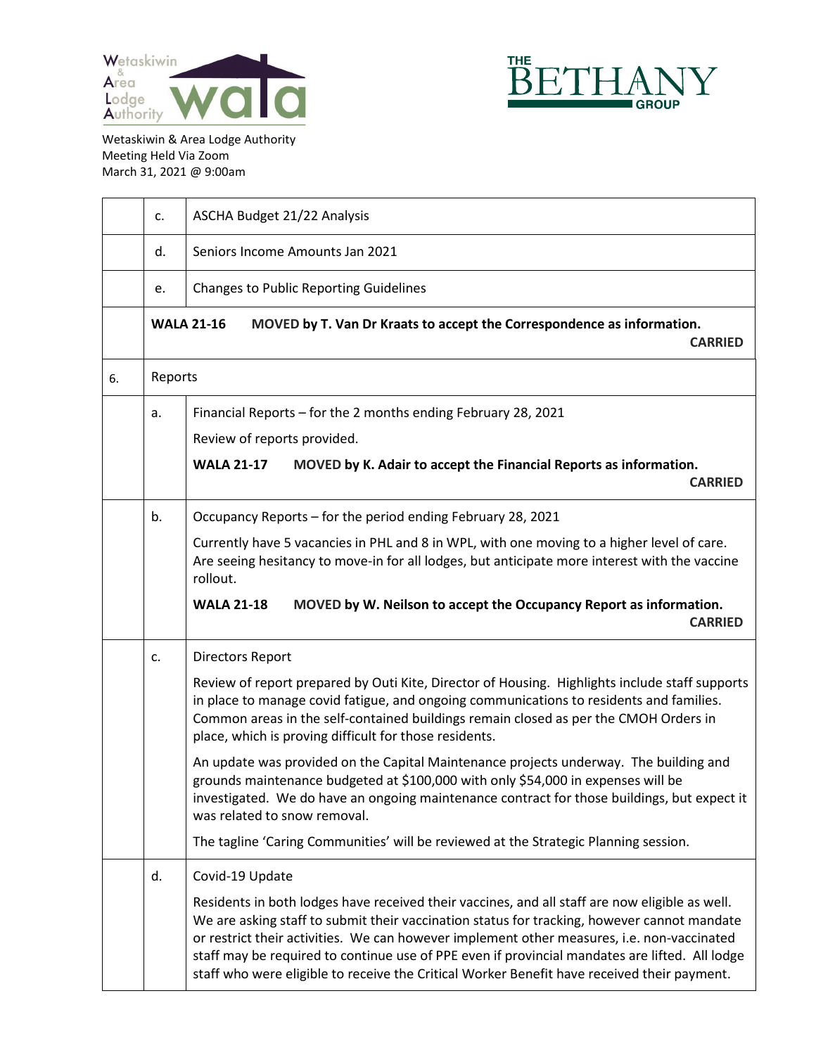Wetaskiwin & Area Lodge Authority
Meeting Held Via Zoom
March 31, 2021 @ 9:00am

| | | |
|---|---|---|
| | c. | ASCHA Budget 21/22 Analysis |
| | d. | Seniors Income Amounts Jan 2021 |
| | e. | Changes to Public Reporting Guidelines |
| | **WALA 21-16** **MOVED by T. Van Dr Kraats to accept the Correspondence as information.** **CARRIED** | |
| 6. | Reports | |
| | a. | Financial Reports – for the 2 months ending February 28, 2021<br><br>Review of reports provided.<br><br>**WALA 21-17** **MOVED by K. Adair to accept the Financial Reports as information.** **CARRIED** |
| | b. | Occupancy Reports – for the period ending February 28, 2021<br><br>Currently have 5 vacancies in PHL and 8 in WPL, with one moving to a higher level of care. Are seeing hesitancy to move-in for all lodges, but anticipate more interest with the vaccine rollout.<br><br>**WALA 21-18** **MOVED by W. Neilson to accept the Occupancy Report as information.** **CARRIED** |
| | c. | Directors Report<br><br>Review of report prepared by Outi Kite, Director of Housing. Highlights include staff supports in place to manage covid fatigue, and ongoing communications to residents and families. Common areas in the self-contained buildings remain closed as per the CMOH Orders in place, which is proving difficult for those residents.<br><br>An update was provided on the Capital Maintenance projects underway. The building and grounds maintenance budgeted at $100,000 with only $54,000 in expenses will be investigated. We do have an ongoing maintenance contract for those buildings, but expect it was related to snow removal.<br><br>The tagline 'Caring Communities' will be reviewed at the Strategic Planning session. |
| | d. | Covid-19 Update<br><br>Residents in both lodges have received their vaccines, and all staff are now eligible as well. We are asking staff to submit their vaccination status for tracking, however cannot mandate or restrict their activities. We can however implement other measures, i.e. non-vaccinated staff may be required to continue use of PPE even if provincial mandates are lifted. All lodge staff who were eligible to receive the Critical Worker Benefit have received their payment. |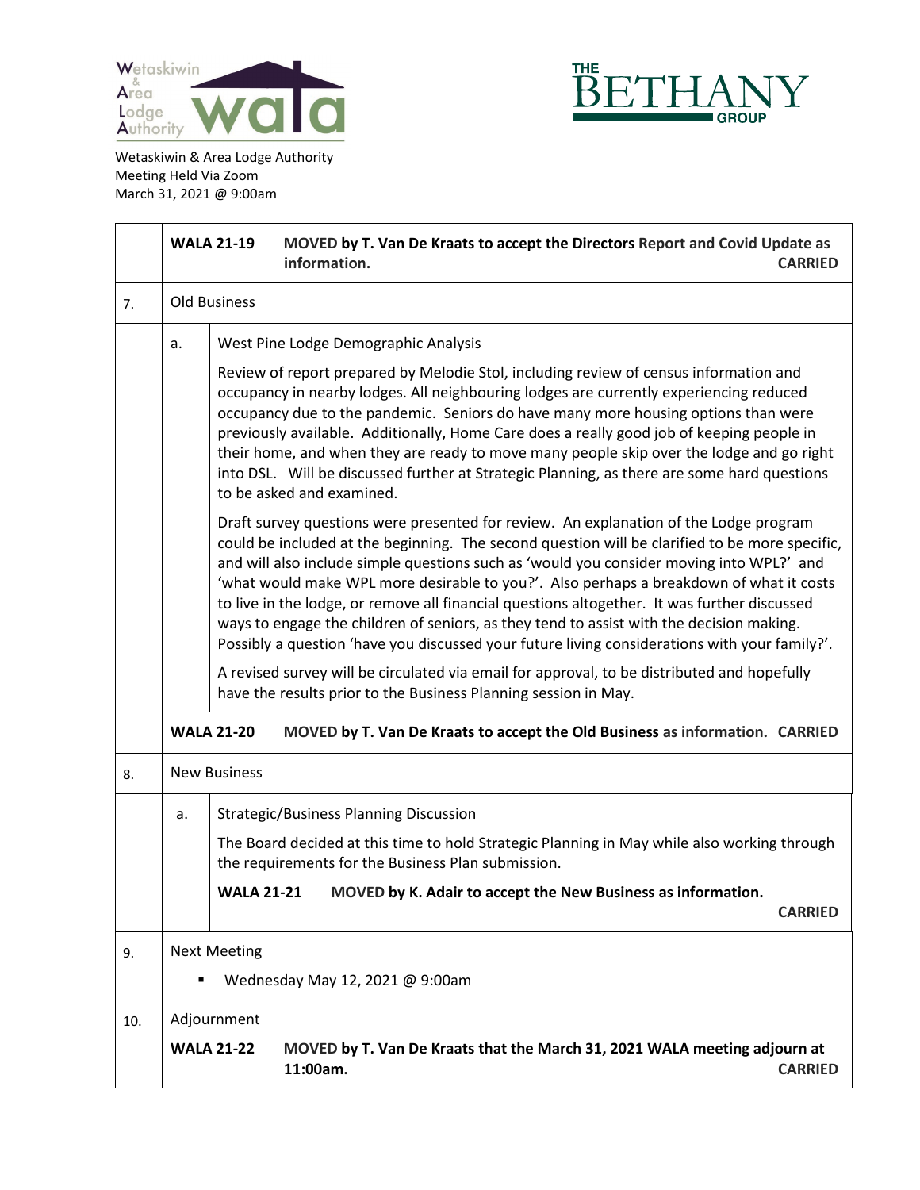Wetaskiwin & Area Lodge Authority
Meeting Held Via Zoom
March 31, 2021 @ 9:00am

| | | |
|---|---|---|
| | **WALA 21-19** **MOVED by T. Van De Kraats to accept the Directors Report and Covid Update as information.** **CARRIED** | |
| 7. | Old Business | |
| | a. | West Pine Lodge Demographic Analysis<br><br>Review of report prepared by Melodie Stol, including review of census information and occupancy in nearby lodges. All neighbouring lodges are currently experiencing reduced occupancy due to the pandemic. Seniors do have many more housing options than were previously available. Additionally, Home Care does a really good job of keeping people in their home, and when they are ready to move many people skip over the lodge and go right into DSL. Will be discussed further at Strategic Planning, as there are some hard questions to be asked and examined.<br><br>Draft survey questions were presented for review. An explanation of the Lodge program could be included at the beginning. The second question will be clarified to be more specific, and will also include simple questions such as 'would you consider moving into WPL?' and 'what would make WPL more desirable to you?'. Also perhaps a breakdown of what it costs to live in the lodge, or remove all financial questions altogether. It was further discussed ways to engage the children of seniors, as they tend to assist with the decision making. Possibly a question 'have you discussed your future living considerations with your family?'.<br><br>A revised survey will be circulated via email for approval, to be distributed and hopefully have the results prior to the Business Planning session in May. |
| | **WALA 21-20** **MOVED by T. Van De Kraats to accept the Old Business as information.** **CARRIED** | |
| 8. | New Business | |
| | a. | Strategic/Business Planning Discussion<br><br>The Board decided at this time to hold Strategic Planning in May while also working through the requirements for the Business Plan submission.<br><br>**WALA 21-21** **MOVED by K. Adair to accept the New Business as information.** **CARRIED** |
| 9. | Next Meeting<br><br>▪ Wednesday May 12, 2021 @ 9:00am | |
| 10. | Adjournment<br><br>**WALA 21-22** **MOVED by T. Van De Kraats that the March 31, 2021 WALA meeting adjourn at 11:00am.** **CARRIED** | |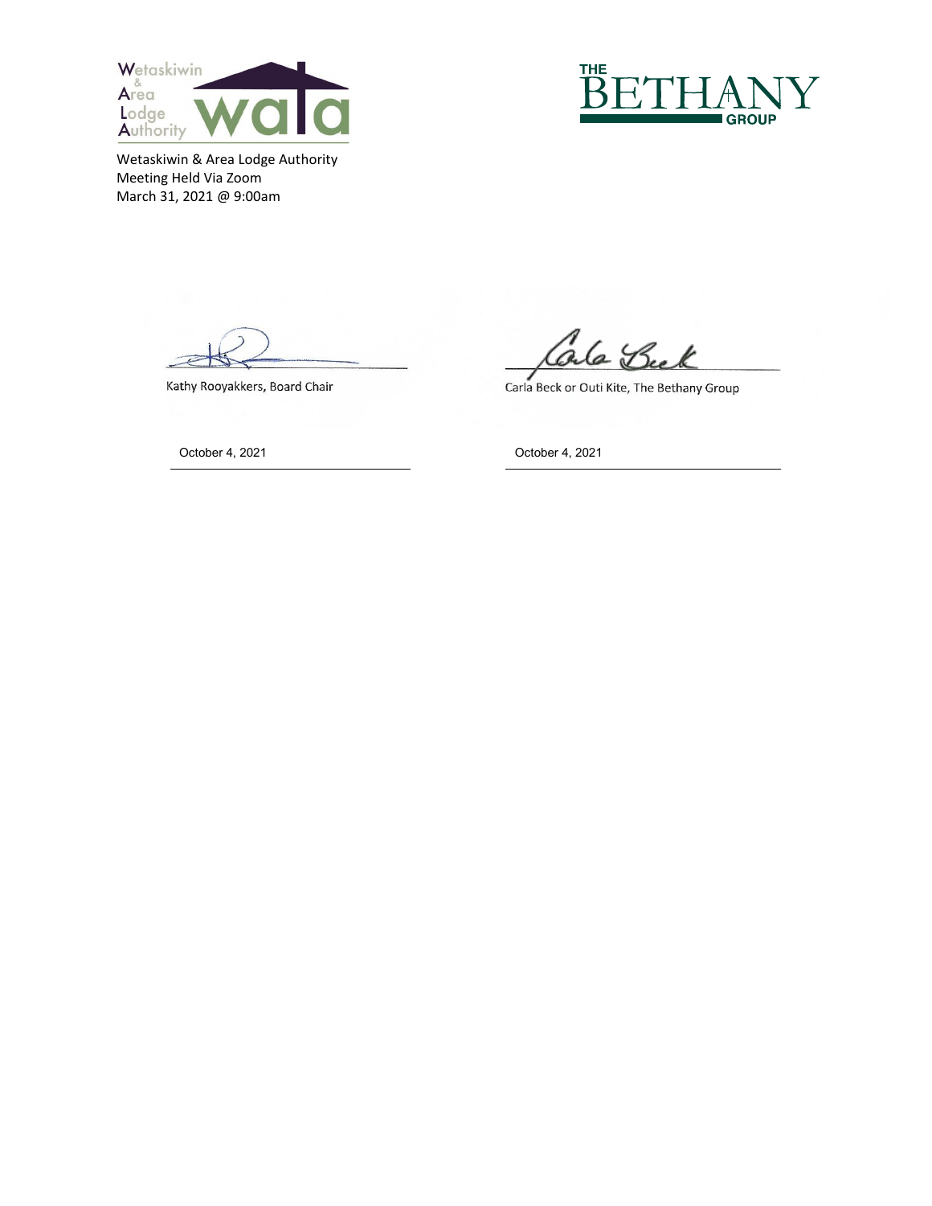Wetaskiwin & Area Lodge Authority
Meeting Held Via Zoom
March 31, 2021 @ 9:00am

Kathy Rooyakkers, Board Chair

October 4, 2021

Carla Beck or Outi Kite, The Bethany Group

October 4, 2021